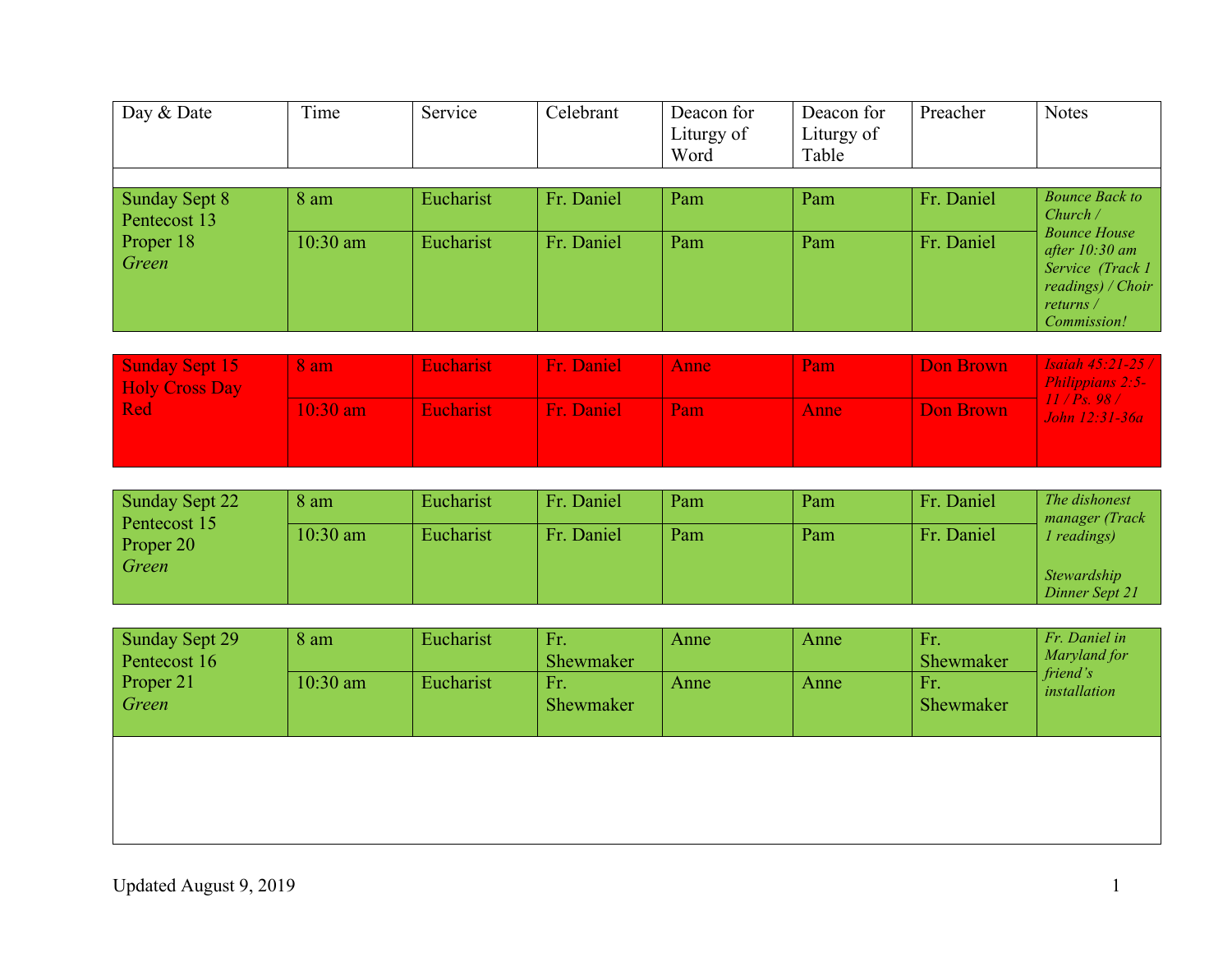| Day & Date | Time | Service | Celebrant | Deacon for Liturgy of Word | Deacon for Liturgy of Table | Preacher | Notes |
|---|---|---|---|---|---|---|---|
| Sunday Sept 8 Pentecost 13 Proper 18 *Green* | 8 am | Eucharist | Fr. Daniel | Pam | Pam | Fr. Daniel | *Bounce Back to Church / Bounce House after 10:30 am Service (Track 1 readings) / Choir returns / Commission!* |
| | 10:30 am | Eucharist | Fr. Daniel | Pam | Pam | Fr. Daniel | |
| Sunday Sept 15 Holy Cross Day Red | 8 am | Eucharist | Fr. Daniel | Anne | Pam | Don Brown | *Isaiah 45:21-25 / Philippians 2:5-11 / Ps. 98 / John 12:31-36a* |
| | 10:30 am | Eucharist | Fr. Daniel | Pam | Anne | Don Brown | |
| Sunday Sept 22 Pentecost 15 Proper 20 *Green* | 8 am | Eucharist | Fr. Daniel | Pam | Pam | Fr. Daniel | *The dishonest manager (Track 1 readings)*<br><br>*Stewardship Dinner Sept 21* |
| | 10:30 am | Eucharist | Fr. Daniel | Pam | Pam | Fr. Daniel | |
| Sunday Sept 29 Pentecost 16 Proper 21 *Green* | 8 am | Eucharist | Fr. Shewmaker | Anne | Anne | Fr. Shewmaker | *Fr. Daniel in Maryland for friend's installation* |
| | 10:30 am | Eucharist | Fr. Shewmaker | Anne | Anne | Fr. Shewmaker | |

Updated August 9, 2019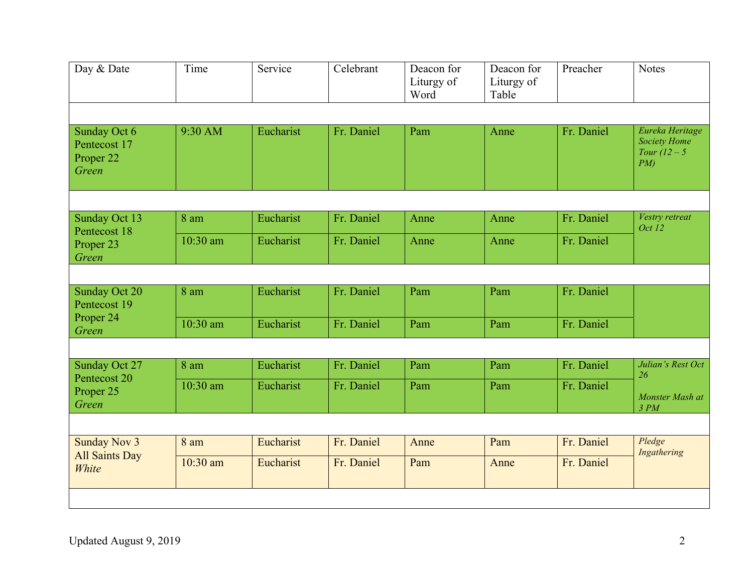| Day & Date | Time | Service | Celebrant | Deacon for Liturgy of Word | Deacon for Liturgy of Table | Preacher | Notes |
| --- | --- | --- | --- | --- | --- | --- | --- |
| | | | | | | | |
| Sunday Oct 6 Pentecost 17 Proper 22 *Green* | 9:30 AM | Eucharist | Fr. Daniel | Pam | Anne | Fr. Daniel | *Eureka Heritage Society Home Tour (12 – 5 PM)* |
| | | | | | | | |
| Sunday Oct 13 Pentecost 18 Proper 23 *Green* | 8 am | Eucharist | Fr. Daniel | Anne | Anne | Fr. Daniel | *Vestry retreat Oct 12* |
| | 10:30 am | Eucharist | Fr. Daniel | Anne | Anne | Fr. Daniel | |
| | | | | | | | |
| Sunday Oct 20 Pentecost 19 Proper 24 *Green* | 8 am | Eucharist | Fr. Daniel | Pam | Pam | Fr. Daniel | |
| | 10:30 am | Eucharist | Fr. Daniel | Pam | Pam | Fr. Daniel | |
| | | | | | | | |
| Sunday Oct 27 Pentecost 20 Proper 25 *Green* | 8 am | Eucharist | Fr. Daniel | Pam | Pam | Fr. Daniel | *Julian's Rest Oct 26* |
| | 10:30 am | Eucharist | Fr. Daniel | Pam | Pam | Fr. Daniel | *Monster Mash at 3 PM* |
| | | | | | | | |
| Sunday Nov 3 All Saints Day *White* | 8 am | Eucharist | Fr. Daniel | Anne | Pam | Fr. Daniel | *Pledge Ingathering* |
| | 10:30 am | Eucharist | Fr. Daniel | Pam | Anne | Fr. Daniel | |
| | | | | | | | |

Updated August 9, 2019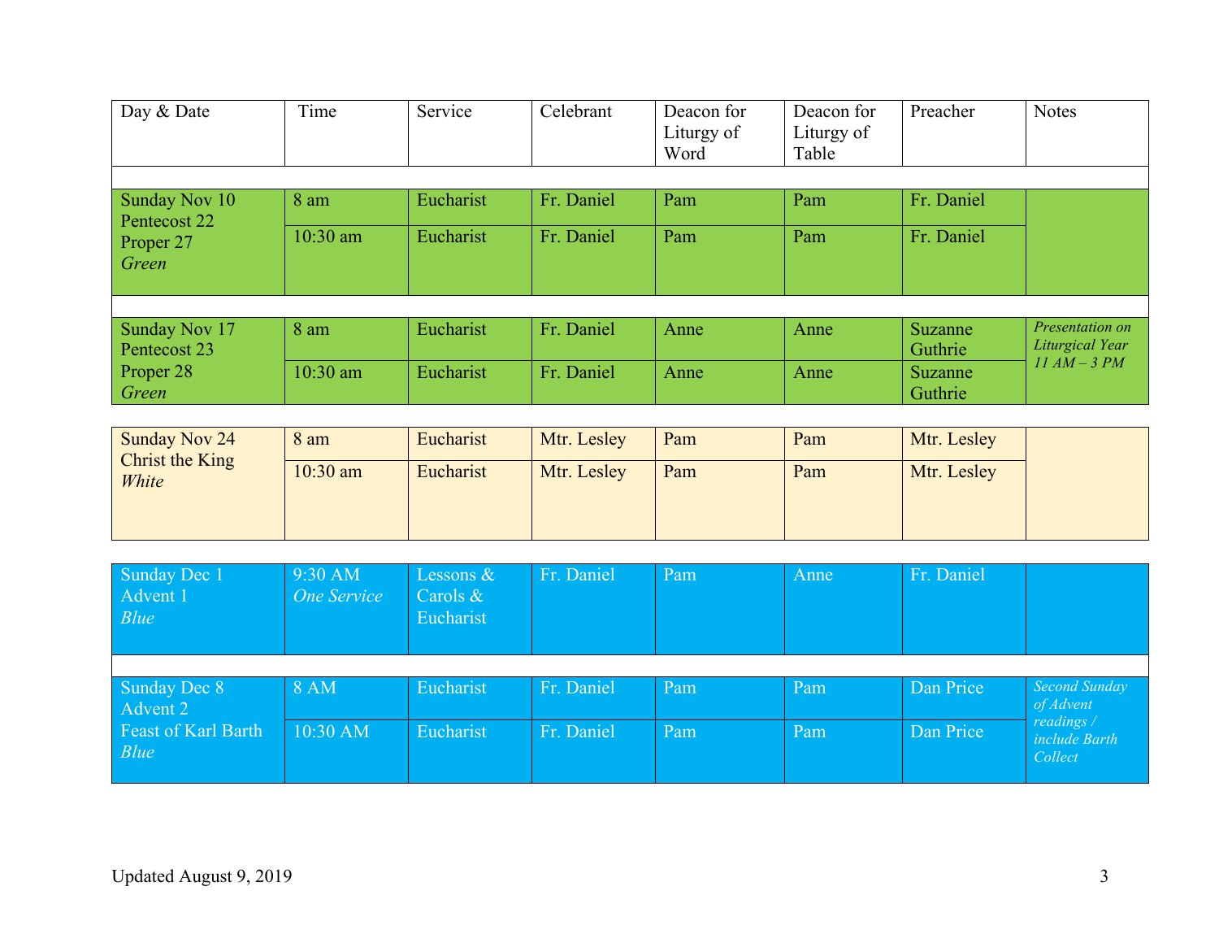| Day & Date | Time | Service | Celebrant | Deacon for Liturgy of Word | Deacon for Liturgy of Table | Preacher | Notes |
|---|---|---|---|---|---|---|---|
| Sunday Nov 10 Pentecost 22 Proper 27 *Green* | 8 am | Eucharist | Fr. Daniel | Pam | Pam | Fr. Daniel | |
| | 10:30 am | Eucharist | Fr. Daniel | Pam | Pam | Fr. Daniel | |
| Sunday Nov 17 Pentecost 23 Proper 28 *Green* | 8 am | Eucharist | Fr. Daniel | Anne | Anne | Suzanne Guthrie | *Presentation on Liturgical Year 11 AM – 3 PM* |
| | 10:30 am | Eucharist | Fr. Daniel | Anne | Anne | Suzanne Guthrie | |
| Sunday Nov 24 Christ the King *White* | 8 am | Eucharist | Mtr. Lesley | Pam | Pam | Mtr. Lesley | |
| | 10:30 am | Eucharist | Mtr. Lesley | Pam | Pam | Mtr. Lesley | |
| Sunday Dec 1 Advent 1 *Blue* | 9:30 AM *One Service* | Lessons & Carols & Eucharist | Fr. Daniel | Pam | Anne | Fr. Daniel | |
| Sunday Dec 8 Advent 2 Feast of Karl Barth *Blue* | 8 AM | Eucharist | Fr. Daniel | Pam | Pam | Dan Price | *Second Sunday of Advent readings / include Barth Collect* |
| | 10:30 AM | Eucharist | Fr. Daniel | Pam | Pam | Dan Price | |

Updated August 9, 2019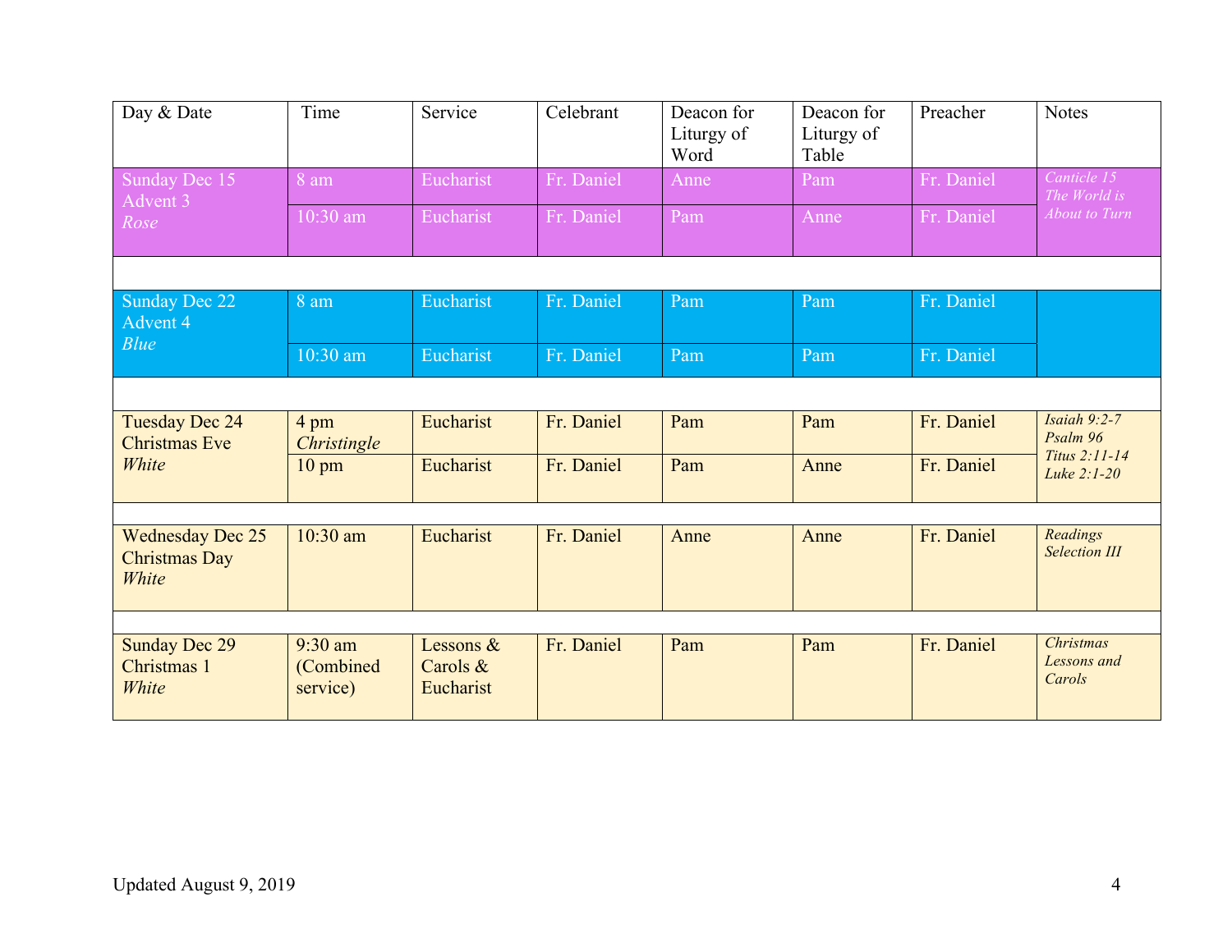| Day & Date | Time | Service | Celebrant | Deacon for Liturgy of Word | Deacon for Liturgy of Table | Preacher | Notes |
|---|---|---|---|---|---|---|---|
| Sunday Dec 15<br>Advent 3<br>*Rose* | 8 am | Eucharist | Fr. Daniel | Anne | Pam | Fr. Daniel | *Canticle 15 The World is About to Turn* |
| | 10:30 am | Eucharist | Fr. Daniel | Pam | Anne | Fr. Daniel | |
| | | | | | | | |
| Sunday Dec 22<br>Advent 4<br>*Blue* | 8 am | Eucharist | Fr. Daniel | Pam | Pam | Fr. Daniel | |
| | 10:30 am | Eucharist | Fr. Daniel | Pam | Pam | Fr. Daniel | |
| | | | | | | | |
| Tuesday Dec 24<br>Christmas Eve<br>*White* | 4 pm<br>*Christingle* | Eucharist | Fr. Daniel | Pam | Pam | Fr. Daniel | *Isaiah 9:2-7<br>Psalm 96<br>Titus 2:11-14<br>Luke 2:1-20* |
| | 10 pm | Eucharist | Fr. Daniel | Pam | Anne | Fr. Daniel | |
| | | | | | | | |
| Wednesday Dec 25<br>Christmas Day<br>*White* | 10:30 am | Eucharist | Fr. Daniel | Anne | Anne | Fr. Daniel | *Readings Selection III* |
| | | | | | | | |
| Sunday Dec 29<br>Christmas 1<br>*White* | 9:30 am (Combined service) | Lessons & Carols & Eucharist | Fr. Daniel | Pam | Pam | Fr. Daniel | *Christmas Lessons and Carols* |

Updated August 9, 2019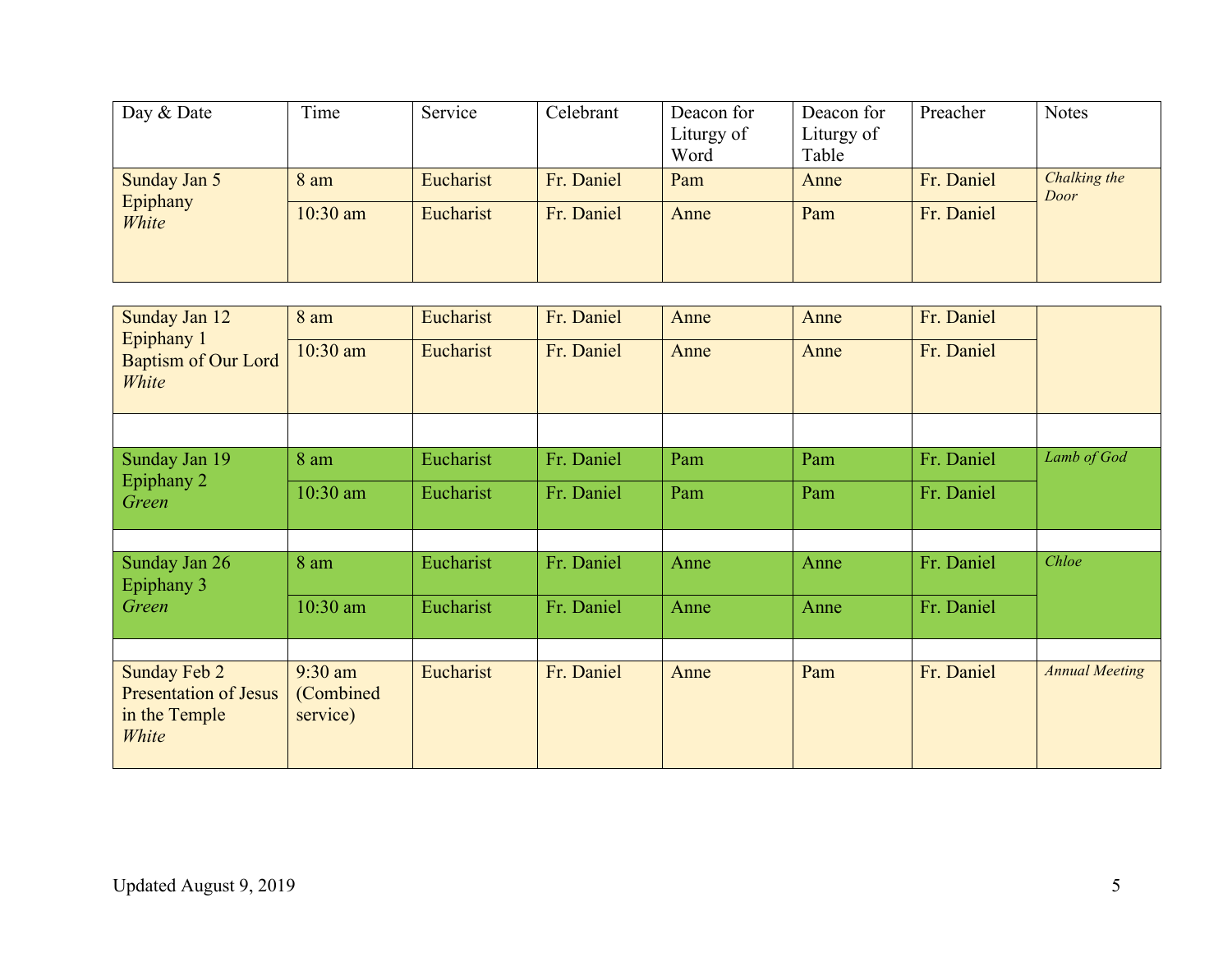| Day & Date | Time | Service | Celebrant | Deacon for Liturgy of Word | Deacon for Liturgy of Table | Preacher | Notes |
|---|---|---|---|---|---|---|---|
| Sunday Jan 5 Epiphany *White* | 8 am | Eucharist | Fr. Daniel | Pam | Anne | Fr. Daniel | *Chalking the Door* |
| | 10:30 am | Eucharist | Fr. Daniel | Anne | Pam | Fr. Daniel | |
| Sunday Jan 12 Epiphany 1 Baptism of Our Lord *White* | 8 am | Eucharist | Fr. Daniel | Anne | Anne | Fr. Daniel | |
| | 10:30 am | Eucharist | Fr. Daniel | Anne | Anne | Fr. Daniel | |
| | | | | | | | |
| Sunday Jan 19 Epiphany 2 *Green* | 8 am | Eucharist | Fr. Daniel | Pam | Pam | Fr. Daniel | *Lamb of God* |
| | 10:30 am | Eucharist | Fr. Daniel | Pam | Pam | Fr. Daniel | |
| | | | | | | | |
| Sunday Jan 26 Epiphany 3 *Green* | 8 am | Eucharist | Fr. Daniel | Anne | Anne | Fr. Daniel | *Chloe* |
| | 10:30 am | Eucharist | Fr. Daniel | Anne | Anne | Fr. Daniel | |
| | | | | | | | |
| Sunday Feb 2 Presentation of Jesus in the Temple *White* | 9:30 am (Combined service) | Eucharist | Fr. Daniel | Anne | Pam | Fr. Daniel | *Annual Meeting* |

Updated August 9, 2019